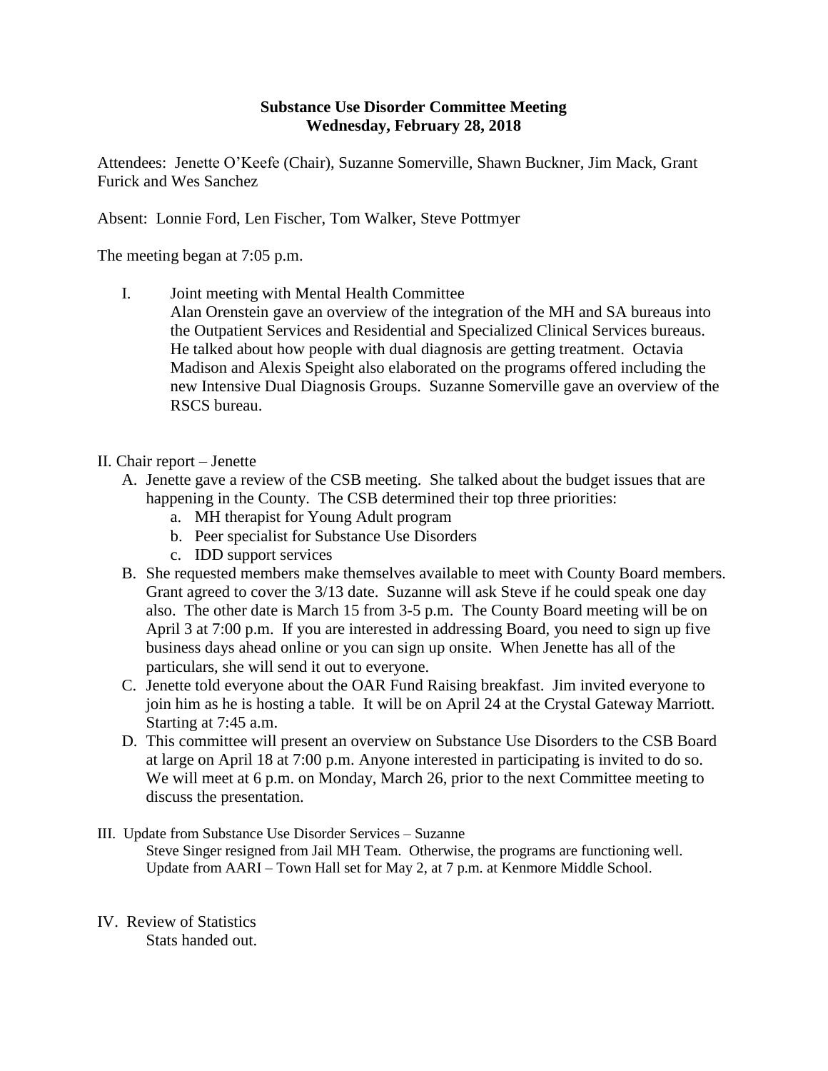**Substance Use Disorder Committee Meeting**
**Wednesday, February 28, 2018**

Attendees: Jenette O'Keefe (Chair), Suzanne Somerville, Shawn Buckner, Jim Mack, Grant Furick and Wes Sanchez

Absent: Lonnie Ford, Len Fischer, Tom Walker, Steve Pottmyer

The meeting began at 7:05 p.m.

I. Joint meeting with Mental Health Committee
   Alan Orenstein gave an overview of the integration of the MH and SA bureaus into the Outpatient Services and Residential and Specialized Clinical Services bureaus. He talked about how people with dual diagnosis are getting treatment. Octavia Madison and Alexis Speight also elaborated on the programs offered including the new Intensive Dual Diagnosis Groups. Suzanne Somerville gave an overview of the RSCS bureau.

II. Chair report – Jenette

A. Jenette gave a review of the CSB meeting. She talked about the budget issues that are happening in the County. The CSB determined their top three priorities:
   a. MH therapist for Young Adult program
   b. Peer specialist for Substance Use Disorders
   c. IDD support services

B. She requested members make themselves available to meet with County Board members. Grant agreed to cover the 3/13 date. Suzanne will ask Steve if he could speak one day also. The other date is March 15 from 3-5 p.m. The County Board meeting will be on April 3 at 7:00 p.m. If you are interested in addressing Board, you need to sign up five business days ahead online or you can sign up onsite. When Jenette has all of the particulars, she will send it out to everyone.

C. Jenette told everyone about the OAR Fund Raising breakfast. Jim invited everyone to join him as he is hosting a table. It will be on April 24 at the Crystal Gateway Marriott. Starting at 7:45 a.m.

D. This committee will present an overview on Substance Use Disorders to the CSB Board at large on April 18 at 7:00 p.m. Anyone interested in participating is invited to do so. We will meet at 6 p.m. on Monday, March 26, prior to the next Committee meeting to discuss the presentation.

III. Update from Substance Use Disorder Services – Suzanne
   Steve Singer resigned from Jail MH Team. Otherwise, the programs are functioning well.
   Update from AARI – Town Hall set for May 2, at 7 p.m. at Kenmore Middle School.

IV. Review of Statistics
   Stats handed out.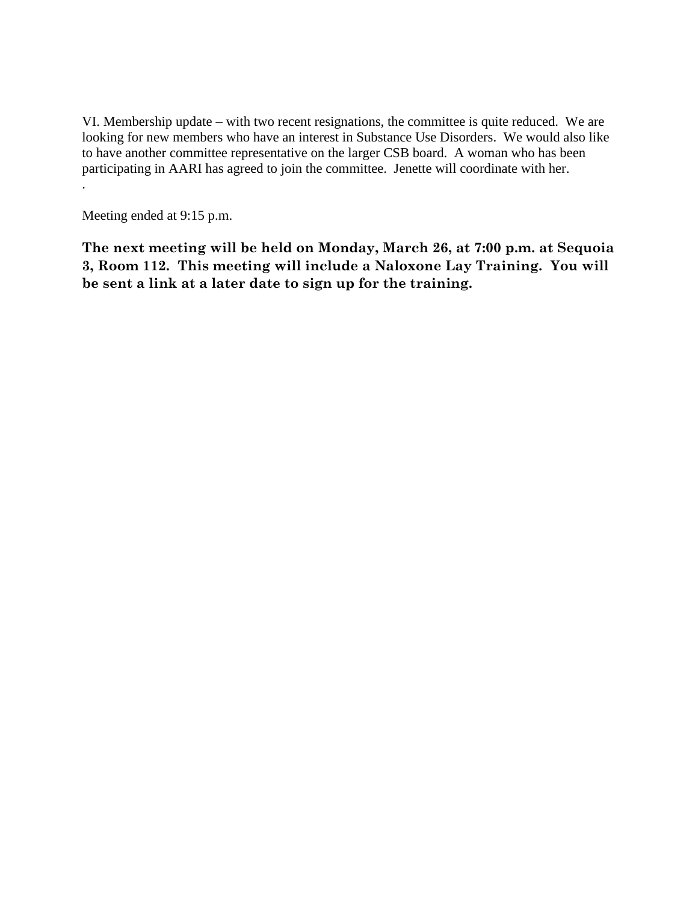VI. Membership update – with two recent resignations, the committee is quite reduced. We are looking for new members who have an interest in Substance Use Disorders. We would also like to have another committee representative on the larger CSB board. A woman who has been participating in AARI has agreed to join the committee. Jenette will coordinate with her.
.

Meeting ended at 9:15 p.m.

**The next meeting will be held on Monday, March 26, at 7:00 p.m. at Sequoia 3, Room 112. This meeting will include a Naloxone Lay Training. You will be sent a link at a later date to sign up for the training.**